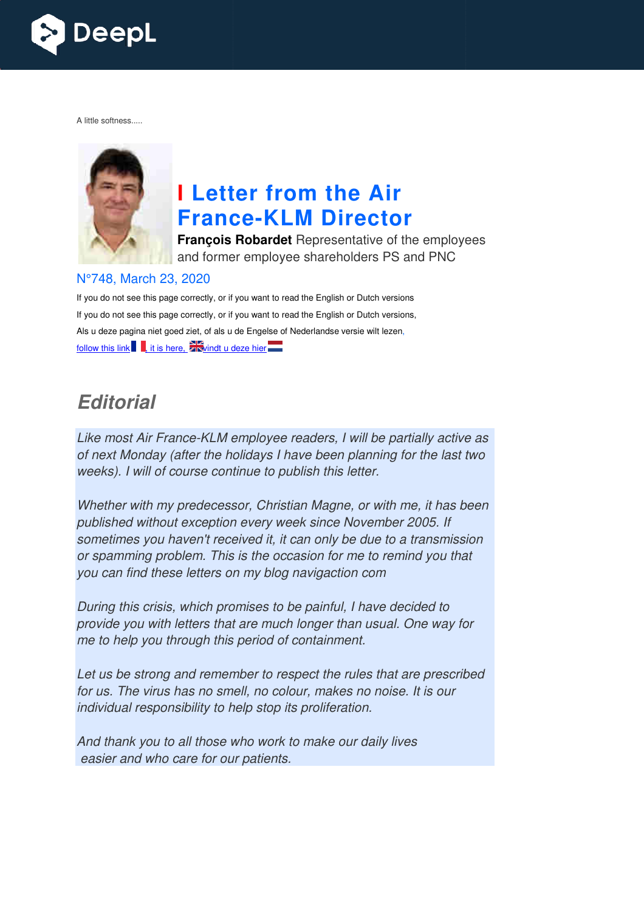A little softness.....

# Letter from the Air France-KLM Director

**François Robardet** Representative of the employees and former employee shareholders PS and PNC

N°748, March 23, 2020

If you do not see this page correctly, or if you want to read the English or Dutch versions

If you do not see this page correctly, or if you want to read the English or Dutch versions,

Als u deze pagina niet goed ziet, of als u de Engelse of Nederlandse versie wilt lezen,

follow this link , it is here, vindt u deze hier

## Editorial

*Like most Air France-KLM employee readers, I will be partially active as of next Monday (after the holidays I have been planning for the last two weeks). I will of course continue to publish this letter.*

*Whether with my predecessor, Christian Magne, or with me, it has been published without exception every week since November 2005. If sometimes you haven't received it, it can only be due to a transmission or spamming problem. This is the occasion for me to remind you that you can find these letters on my blog navigaction com*

*During this crisis, which promises to be painful, I have decided to provide you with letters that are much longer than usual. One way for me to help you through this period of containment.*

*Let us be strong and remember to respect the rules that are prescribed for us. The virus has no smell, no colour, makes no noise. It is our individual responsibility to help stop its proliferation.*

*And thank you to all those who work to make our daily lives easier and who care for our patients.*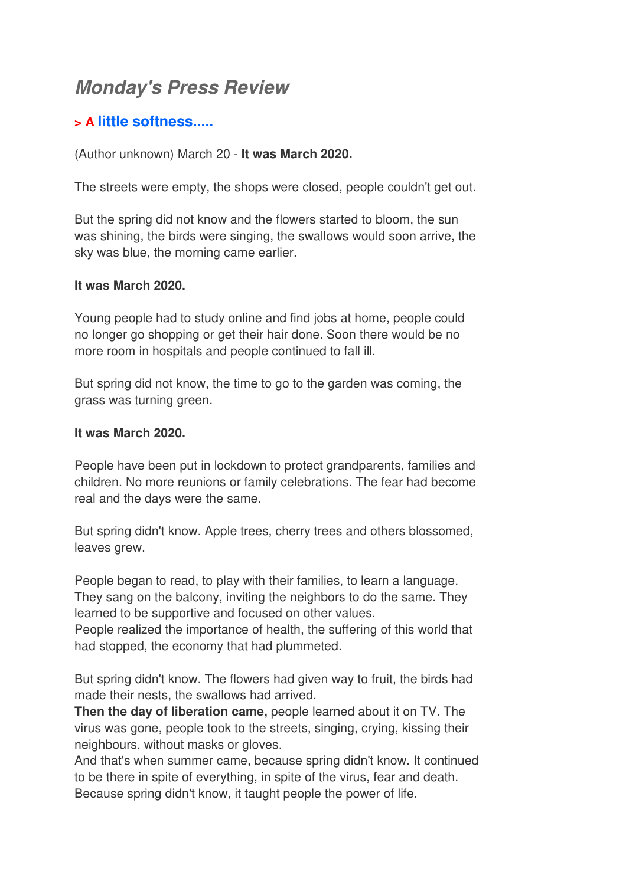# *Monday's Press Review*

## > A little softness.....

(Author unknown) March 20 - **It was March 2020.**

The streets were empty, the shops were closed, people couldn't get out.

But the spring did not know and the flowers started to bloom, the sun was shining, the birds were singing, the swallows would soon arrive, the sky was blue, the morning came earlier.

**It was March 2020.**

Young people had to study online and find jobs at home, people could no longer go shopping or get their hair done. Soon there would be no more room in hospitals and people continued to fall ill.

But spring did not know, the time to go to the garden was coming, the grass was turning green.

**It was March 2020.**

People have been put in lockdown to protect grandparents, families and children. No more reunions or family celebrations. The fear had become real and the days were the same.

But spring didn't know. Apple trees, cherry trees and others blossomed, leaves grew.

People began to read, to play with their families, to learn a language. They sang on the balcony, inviting the neighbors to do the same. They learned to be supportive and focused on other values.
People realized the importance of health, the suffering of this world that had stopped, the economy that had plummeted.

But spring didn't know. The flowers had given way to fruit, the birds had made their nests, the swallows had arrived.
**Then the day of liberation came,** people learned about it on TV. The virus was gone, people took to the streets, singing, crying, kissing their neighbours, without masks or gloves.
And that's when summer came, because spring didn't know. It continued to be there in spite of everything, in spite of the virus, fear and death. Because spring didn't know, it taught people the power of life.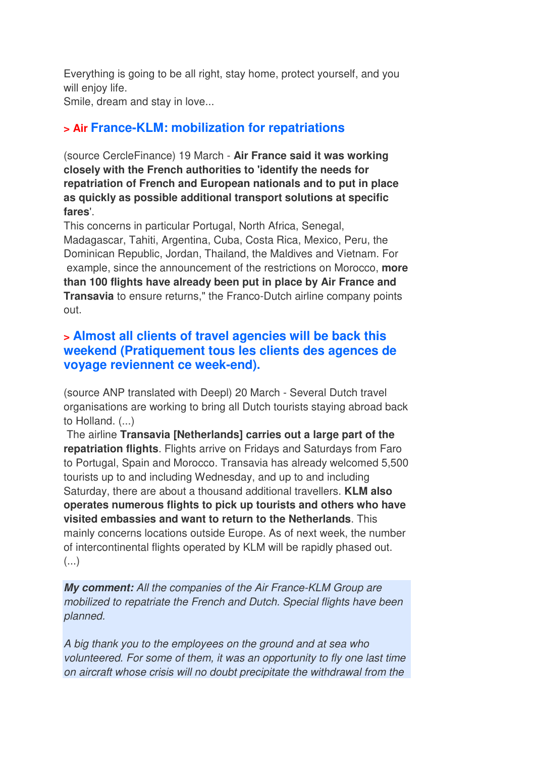Everything is going to be all right, stay home, protect yourself, and you will enjoy life.
Smile, dream and stay in love...

## > Air France-KLM: mobilization for repatriations

(source CercleFinance) 19 March - **Air France said it was working closely with the French authorities to 'identify the needs for repatriation of French and European nationals and to put in place as quickly as possible additional transport solutions at specific fares**'.
This concerns in particular Portugal, North Africa, Senegal, Madagascar, Tahiti, Argentina, Cuba, Costa Rica, Mexico, Peru, the Dominican Republic, Jordan, Thailand, the Maldives and Vietnam. For example, since the announcement of the restrictions on Morocco, **more than 100 flights have already been put in place by Air France and Transavia** to ensure returns," the Franco-Dutch airline company points out.

## > Almost all clients of travel agencies will be back this weekend (Pratiquement tous les clients des agences de voyage reviennent ce week-end).

(source ANP translated with Deepl) 20 March - Several Dutch travel organisations are working to bring all Dutch tourists staying abroad back to Holland. (...)
The airline **Transavia [Netherlands] carries out a large part of the repatriation flights**. Flights arrive on Fridays and Saturdays from Faro to Portugal, Spain and Morocco. Transavia has already welcomed 5,500 tourists up to and including Wednesday, and up to and including Saturday, there are about a thousand additional travellers. **KLM also operates numerous flights to pick up tourists and others who have visited embassies and want to return to the Netherlands**. This mainly concerns locations outside Europe. As of next week, the number of intercontinental flights operated by KLM will be rapidly phased out. (...)

***My comment:*** *All the companies of the Air France-KLM Group are mobilized to repatriate the French and Dutch. Special flights have been planned.*

*A big thank you to the employees on the ground and at sea who volunteered. For some of them, it was an opportunity to fly one last time on aircraft whose crisis will no doubt precipitate the withdrawal from the*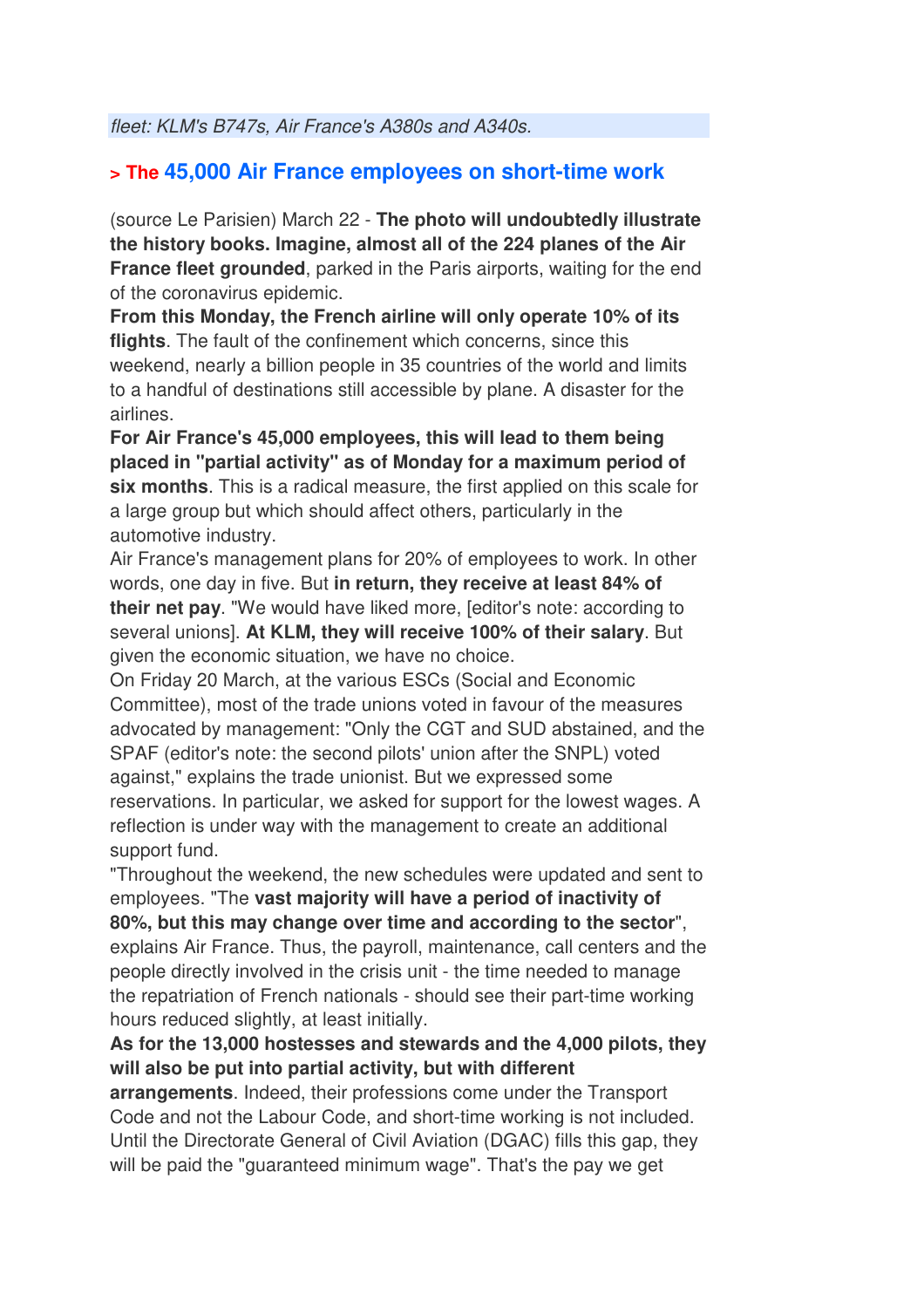*fleet: KLM's B747s, Air France's A380s and A340s.*

## > The 45,000 Air France employees on short-time work

(source Le Parisien) March 22 - **The photo will undoubtedly illustrate the history books. Imagine, almost all of the 224 planes of the Air France fleet grounded**, parked in the Paris airports, waiting for the end of the coronavirus epidemic.

**From this Monday, the French airline will only operate 10% of its flights**. The fault of the confinement which concerns, since this weekend, nearly a billion people in 35 countries of the world and limits to a handful of destinations still accessible by plane. A disaster for the airlines.

**For Air France's 45,000 employees, this will lead to them being placed in "partial activity" as of Monday for a maximum period of six months**. This is a radical measure, the first applied on this scale for a large group but which should affect others, particularly in the automotive industry.

Air France's management plans for 20% of employees to work. In other words, one day in five. But **in return, they receive at least 84% of their net pay**. "We would have liked more, [editor's note: according to several unions]. **At KLM, they will receive 100% of their salary**. But given the economic situation, we have no choice.

On Friday 20 March, at the various ESCs (Social and Economic Committee), most of the trade unions voted in favour of the measures advocated by management: "Only the CGT and SUD abstained, and the SPAF (editor's note: the second pilots' union after the SNPL) voted against," explains the trade unionist. But we expressed some reservations. In particular, we asked for support for the lowest wages. A reflection is under way with the management to create an additional support fund.

"Throughout the weekend, the new schedules were updated and sent to employees. "The **vast majority will have a period of inactivity of 80%, but this may change over time and according to the sector**", explains Air France. Thus, the payroll, maintenance, call centers and the people directly involved in the crisis unit - the time needed to manage the repatriation of French nationals - should see their part-time working hours reduced slightly, at least initially.

**As for the 13,000 hostesses and stewards and the 4,000 pilots, they will also be put into partial activity, but with different arrangements**. Indeed, their professions come under the Transport Code and not the Labour Code, and short-time working is not included. Until the Directorate General of Civil Aviation (DGAC) fills this gap, they will be paid the "guaranteed minimum wage". That's the pay we get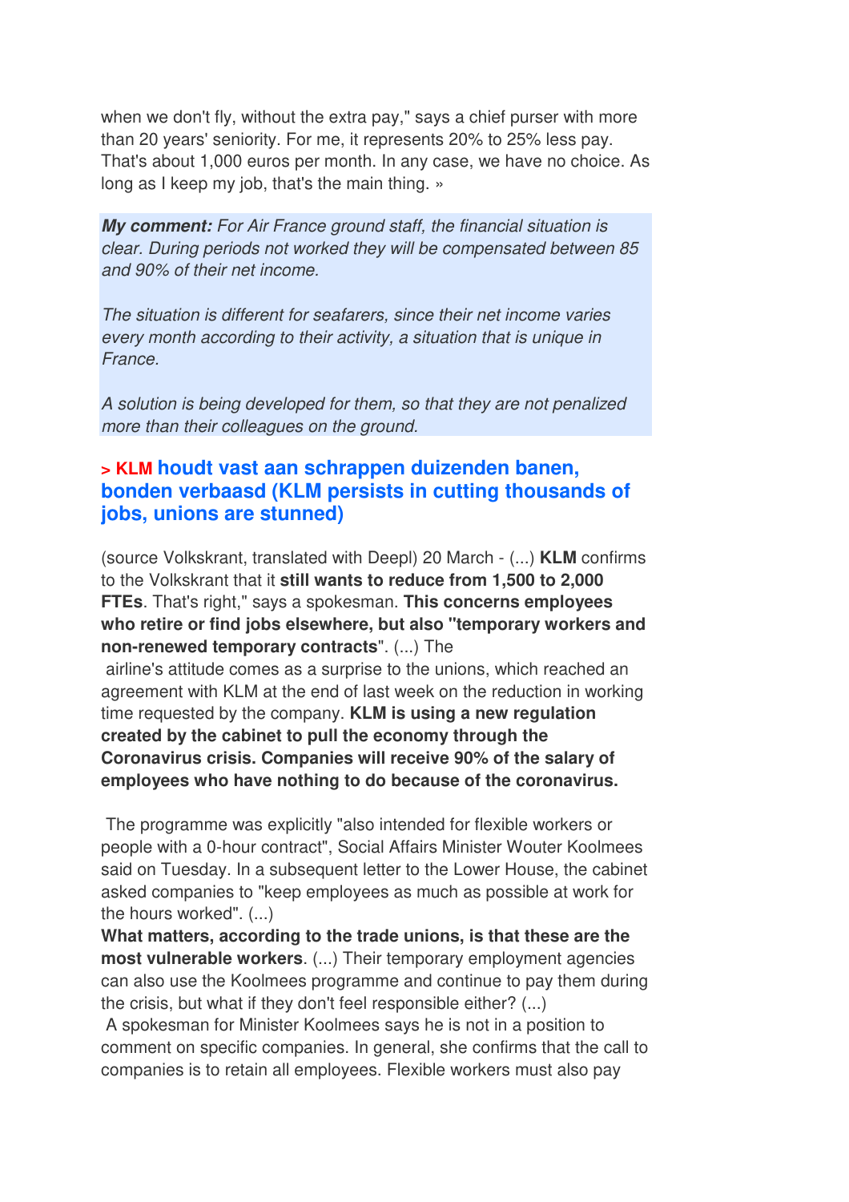when we don't fly, without the extra pay," says a chief purser with more than 20 years' seniority. For me, it represents 20% to 25% less pay. That's about 1,000 euros per month. In any case, we have no choice. As long as I keep my job, that's the main thing. »

***My comment:*** *For Air France ground staff, the financial situation is clear. During periods not worked they will be compensated between 85 and 90% of their net income.*

*The situation is different for seafarers, since their net income varies every month according to their activity, a situation that is unique in France.*

*A solution is being developed for them, so that they are not penalized more than their colleagues on the ground.*

### > KLM houdt vast aan schrappen duizenden banen, bonden verbaasd (KLM persists in cutting thousands of jobs, unions are stunned)

(source Volkskrant, translated with Deepl) 20 March - (...) **KLM** confirms to the Volkskrant that it **still wants to reduce from 1,500 to 2,000 FTEs**. That's right," says a spokesman. **This concerns employees who retire or find jobs elsewhere, but also "temporary workers and non-renewed temporary contracts"**. (...) The airline's attitude comes as a surprise to the unions, which reached an agreement with KLM at the end of last week on the reduction in working time requested by the company. **KLM is using a new regulation created by the cabinet to pull the economy through the Coronavirus crisis. Companies will receive 90% of the salary of employees who have nothing to do because of the coronavirus.**

The programme was explicitly "also intended for flexible workers or people with a 0-hour contract", Social Affairs Minister Wouter Koolmees said on Tuesday. In a subsequent letter to the Lower House, the cabinet asked companies to "keep employees as much as possible at work for the hours worked". (...)
**What matters, according to the trade unions, is that these are the most vulnerable workers**. (...) Their temporary employment agencies can also use the Koolmees programme and continue to pay them during the crisis, but what if they don't feel responsible either? (...)
A spokesman for Minister Koolmees says he is not in a position to comment on specific companies. In general, she confirms that the call to companies is to retain all employees. Flexible workers must also pay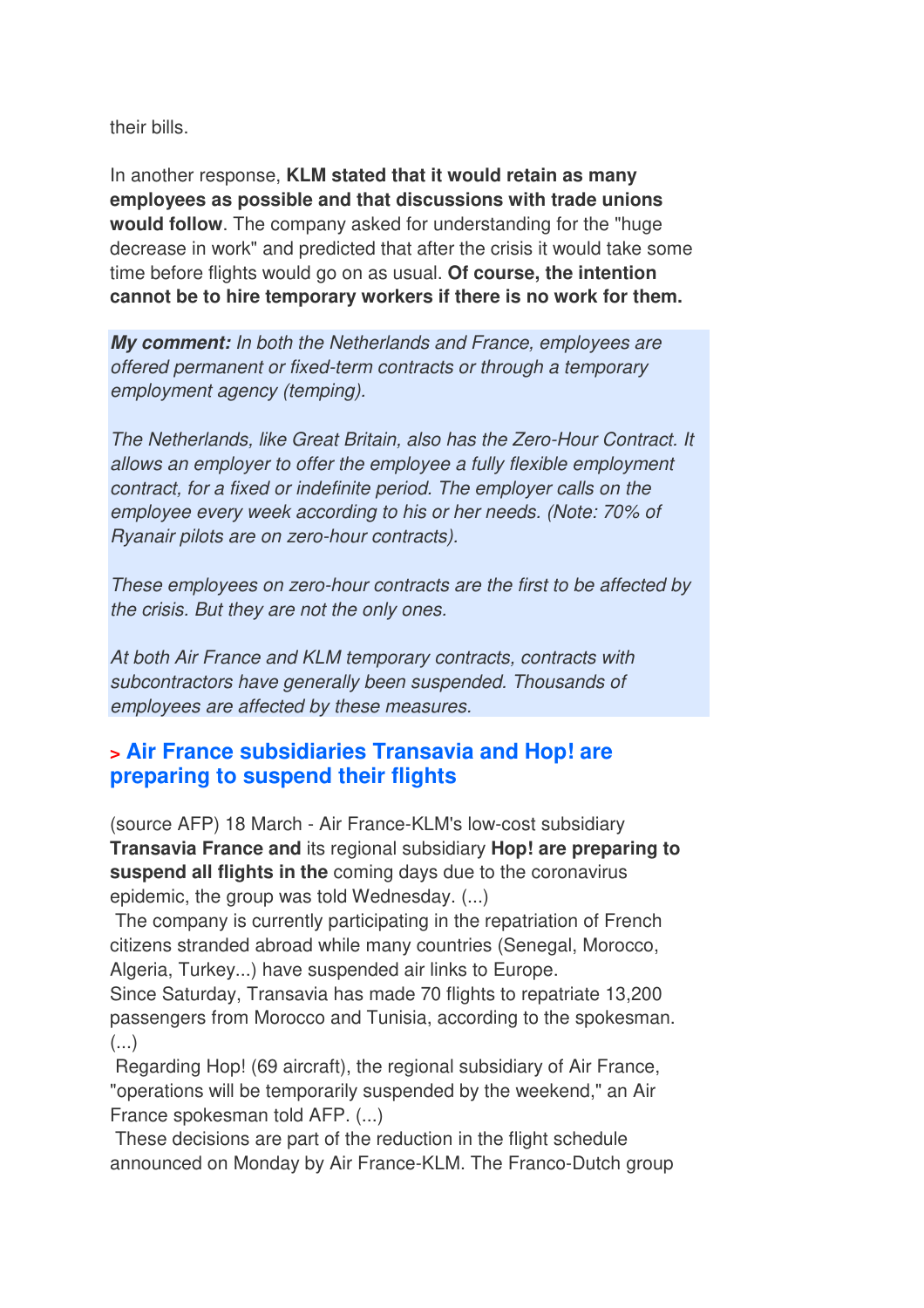their bills.

In another response, **KLM stated that it would retain as many employees as possible and that discussions with trade unions would follow**. The company asked for understanding for the "huge decrease in work" and predicted that after the crisis it would take some time before flights would go on as usual. **Of course, the intention cannot be to hire temporary workers if there is no work for them.**

***My comment:*** *In both the Netherlands and France, employees are offered permanent or fixed-term contracts or through a temporary employment agency (temping).*

*The Netherlands, like Great Britain, also has the Zero-Hour Contract. It allows an employer to offer the employee a fully flexible employment contract, for a fixed or indefinite period. The employer calls on the employee every week according to his or her needs. (Note: 70% of Ryanair pilots are on zero-hour contracts).*

*These employees on zero-hour contracts are the first to be affected by the crisis. But they are not the only ones.*

*At both Air France and KLM temporary contracts, contracts with subcontractors have generally been suspended. Thousands of employees are affected by these measures.*

## > Air France subsidiaries Transavia and Hop! are preparing to suspend their flights

(source AFP) 18 March - Air France-KLM's low-cost subsidiary **Transavia France and** its regional subsidiary **Hop! are preparing to suspend all flights in the** coming days due to the coronavirus epidemic, the group was told Wednesday. (...)
The company is currently participating in the repatriation of French citizens stranded abroad while many countries (Senegal, Morocco, Algeria, Turkey...) have suspended air links to Europe.
Since Saturday, Transavia has made 70 flights to repatriate 13,200 passengers from Morocco and Tunisia, according to the spokesman. (...)
Regarding Hop! (69 aircraft), the regional subsidiary of Air France, "operations will be temporarily suspended by the weekend," an Air France spokesman told AFP. (...)
These decisions are part of the reduction in the flight schedule announced on Monday by Air France-KLM. The Franco-Dutch group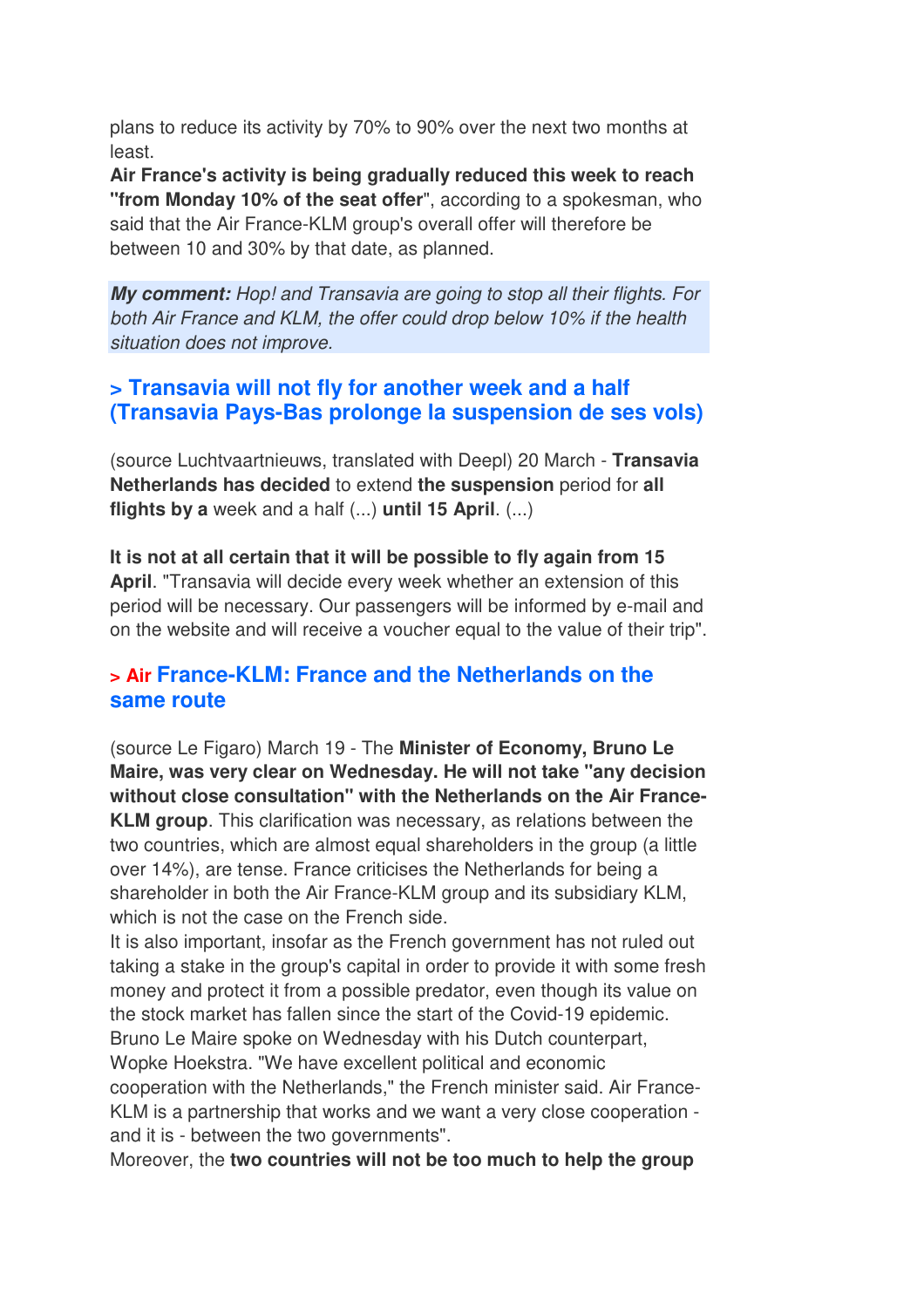plans to reduce its activity by 70% to 90% over the next two months at least.
**Air France's activity is being gradually reduced this week to reach "from Monday 10% of the seat offer"**, according to a spokesman, who said that the Air France-KLM group's overall offer will therefore be between 10 and 30% by that date, as planned.

***My comment:*** *Hop! and Transavia are going to stop all their flights. For both Air France and KLM, the offer could drop below 10% if the health situation does not improve.*

### > Transavia will not fly for another week and a half (Transavia Pays-Bas prolonge la suspension de ses vols)

(source Luchtvaartnieuws, translated with Deepl) 20 March - **Transavia Netherlands has decided** to extend **the suspension** period for **all flights by a** week and a half (...) **until 15 April**. (...)

**It is not at all certain that it will be possible to fly again from 15 April**. "Transavia will decide every week whether an extension of this period will be necessary. Our passengers will be informed by e-mail and on the website and will receive a voucher equal to the value of their trip".

### > Air France-KLM: France and the Netherlands on the same route

(source Le Figaro) March 19 - The **Minister of Economy, Bruno Le Maire, was very clear on Wednesday. He will not take "any decision without close consultation" with the Netherlands on the Air France-KLM group**. This clarification was necessary, as relations between the two countries, which are almost equal shareholders in the group (a little over 14%), are tense. France criticises the Netherlands for being a shareholder in both the Air France-KLM group and its subsidiary KLM, which is not the case on the French side.
It is also important, insofar as the French government has not ruled out taking a stake in the group's capital in order to provide it with some fresh money and protect it from a possible predator, even though its value on the stock market has fallen since the start of the Covid-19 epidemic.
Bruno Le Maire spoke on Wednesday with his Dutch counterpart, Wopke Hoekstra. "We have excellent political and economic cooperation with the Netherlands," the French minister said. Air France-KLM is a partnership that works and we want a very close cooperation - and it is - between the two governments".
Moreover, the **two countries will not be too much to help the group**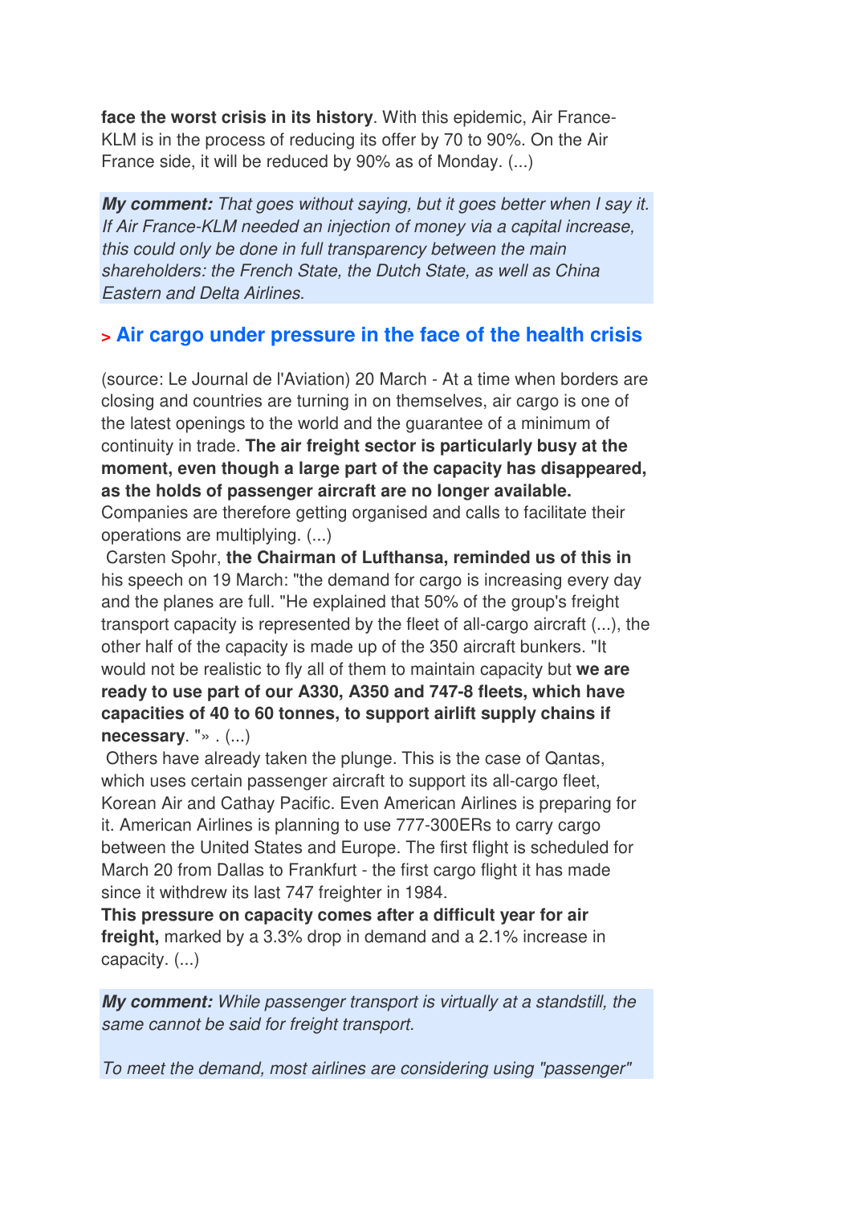**face the worst crisis in its history**. With this epidemic, Air France-KLM is in the process of reducing its offer by 70 to 90%. On the Air France side, it will be reduced by 90% as of Monday. (...)

***My comment:*** *That goes without saying, but it goes better when I say it. If Air France-KLM needed an injection of money via a capital increase, this could only be done in full transparency between the main shareholders: the French State, the Dutch State, as well as China Eastern and Delta Airlines.*

## > Air cargo under pressure in the face of the health crisis

(source: Le Journal de l'Aviation) 20 March - At a time when borders are closing and countries are turning in on themselves, air cargo is one of the latest openings to the world and the guarantee of a minimum of continuity in trade. **The air freight sector is particularly busy at the moment, even though a large part of the capacity has disappeared, as the holds of passenger aircraft are no longer available.** Companies are therefore getting organised and calls to facilitate their operations are multiplying. (...)

Carsten Spohr, **the Chairman of Lufthansa, reminded us of this in** his speech on 19 March: "the demand for cargo is increasing every day and the planes are full. "He explained that 50% of the group's freight transport capacity is represented by the fleet of all-cargo aircraft (...), the other half of the capacity is made up of the 350 aircraft bunkers. "It would not be realistic to fly all of them to maintain capacity but **we are ready to use part of our A330, A350 and 747-8 fleets, which have capacities of 40 to 60 tonnes, to support airlift supply chains if necessary**. "» . (...)

Others have already taken the plunge. This is the case of Qantas, which uses certain passenger aircraft to support its all-cargo fleet, Korean Air and Cathay Pacific. Even American Airlines is preparing for it. American Airlines is planning to use 777-300ERs to carry cargo between the United States and Europe. The first flight is scheduled for March 20 from Dallas to Frankfurt - the first cargo flight it has made since it withdrew its last 747 freighter in 1984.

**This pressure on capacity comes after a difficult year for air freight,** marked by a 3.3% drop in demand and a 2.1% increase in capacity. (...)

***My comment:*** *While passenger transport is virtually at a standstill, the same cannot be said for freight transport.*

*To meet the demand, most airlines are considering using "passenger"*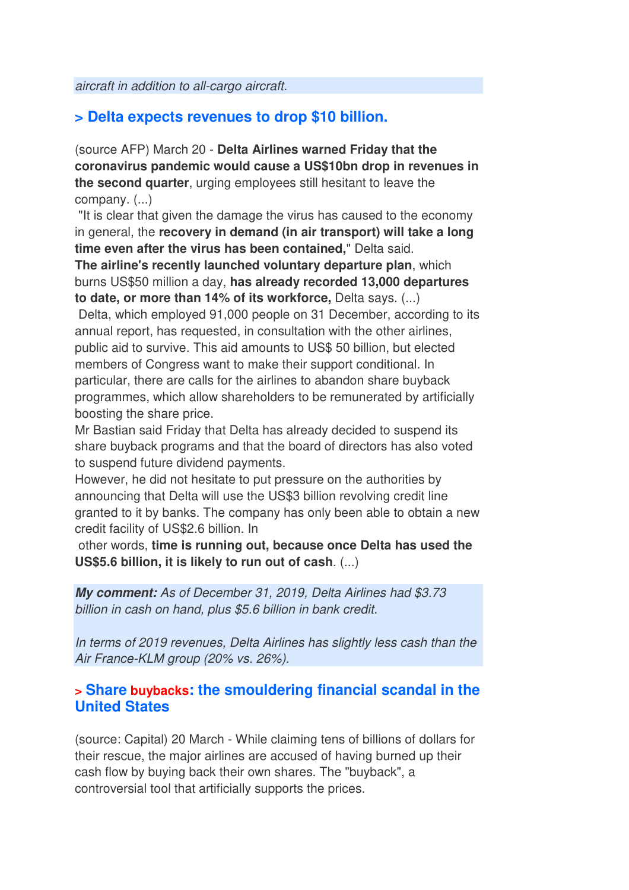*aircraft in addition to all-cargo aircraft.*

## > Delta expects revenues to drop $10 billion.

(source AFP) March 20 - **Delta Airlines warned Friday that the coronavirus pandemic would cause a US$10bn drop in revenues in the second quarter**, urging employees still hesitant to leave the company. (...)

"It is clear that given the damage the virus has caused to the economy in general, the **recovery in demand (in air transport) will take a long time even after the virus has been contained,**" Delta said.

**The airline's recently launched voluntary departure plan**, which burns US$50 million a day, **has already recorded 13,000 departures to date, or more than 14% of its workforce,** Delta says. (...)

Delta, which employed 91,000 people on 31 December, according to its annual report, has requested, in consultation with the other airlines, public aid to survive. This aid amounts to US$ 50 billion, but elected members of Congress want to make their support conditional. In particular, there are calls for the airlines to abandon share buyback programmes, which allow shareholders to be remunerated by artificially boosting the share price.

Mr Bastian said Friday that Delta has already decided to suspend its share buyback programs and that the board of directors has also voted to suspend future dividend payments.

However, he did not hesitate to put pressure on the authorities by announcing that Delta will use the US$3 billion revolving credit line granted to it by banks. The company has only been able to obtain a new credit facility of US$2.6 billion. In other words, **time is running out, because once Delta has used the US$5.6 billion, it is likely to run out of cash**. (...)

***My comment:*** *As of December 31, 2019, Delta Airlines had $3.73 billion in cash on hand, plus $5.6 billion in bank credit.*

*In terms of 2019 revenues, Delta Airlines has slightly less cash than the Air France-KLM group (20% vs. 26%).*

## > Share buybacks: the smouldering financial scandal in the United States

(source: Capital) 20 March - While claiming tens of billions of dollars for their rescue, the major airlines are accused of having burned up their cash flow by buying back their own shares. The "buyback", a controversial tool that artificially supports the prices.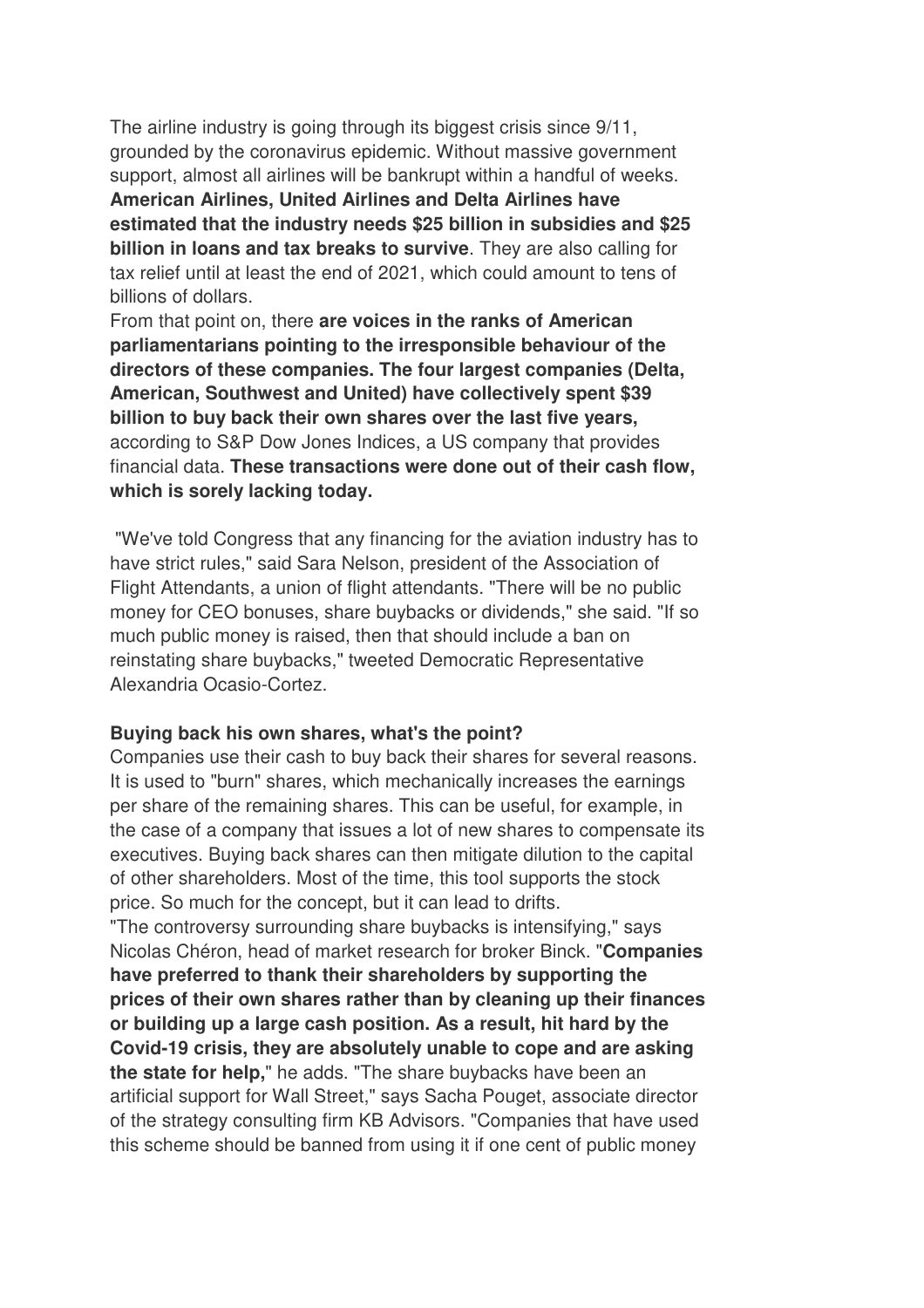The airline industry is going through its biggest crisis since 9/11, grounded by the coronavirus epidemic. Without massive government support, almost all airlines will be bankrupt within a handful of weeks. **American Airlines, United Airlines and Delta Airlines have estimated that the industry needs $25 billion in subsidies and $25 billion in loans and tax breaks to survive**. They are also calling for tax relief until at least the end of 2021, which could amount to tens of billions of dollars.

From that point on, there **are voices in the ranks of American parliamentarians pointing to the irresponsible behaviour of the directors of these companies. The four largest companies (Delta, American, Southwest and United) have collectively spent $39 billion to buy back their own shares over the last five years,** according to S&P Dow Jones Indices, a US company that provides financial data. **These transactions were done out of their cash flow, which is sorely lacking today.**

"We've told Congress that any financing for the aviation industry has to have strict rules," said Sara Nelson, president of the Association of Flight Attendants, a union of flight attendants. "There will be no public money for CEO bonuses, share buybacks or dividends," she said. "If so much public money is raised, then that should include a ban on reinstating share buybacks," tweeted Democratic Representative Alexandria Ocasio-Cortez.

**Buying back his own shares, what's the point?**

Companies use their cash to buy back their shares for several reasons. It is used to "burn" shares, which mechanically increases the earnings per share of the remaining shares. This can be useful, for example, in the case of a company that issues a lot of new shares to compensate its executives. Buying back shares can then mitigate dilution to the capital of other shareholders. Most of the time, this tool supports the stock price. So much for the concept, but it can lead to drifts.

"The controversy surrounding share buybacks is intensifying," says Nicolas Chéron, head of market research for broker Binck. "**Companies have preferred to thank their shareholders by supporting the prices of their own shares rather than by cleaning up their finances or building up a large cash position. As a result, hit hard by the Covid-19 crisis, they are absolutely unable to cope and are asking the state for help,**" he adds. "The share buybacks have been an artificial support for Wall Street," says Sacha Pouget, associate director of the strategy consulting firm KB Advisors. "Companies that have used this scheme should be banned from using it if one cent of public money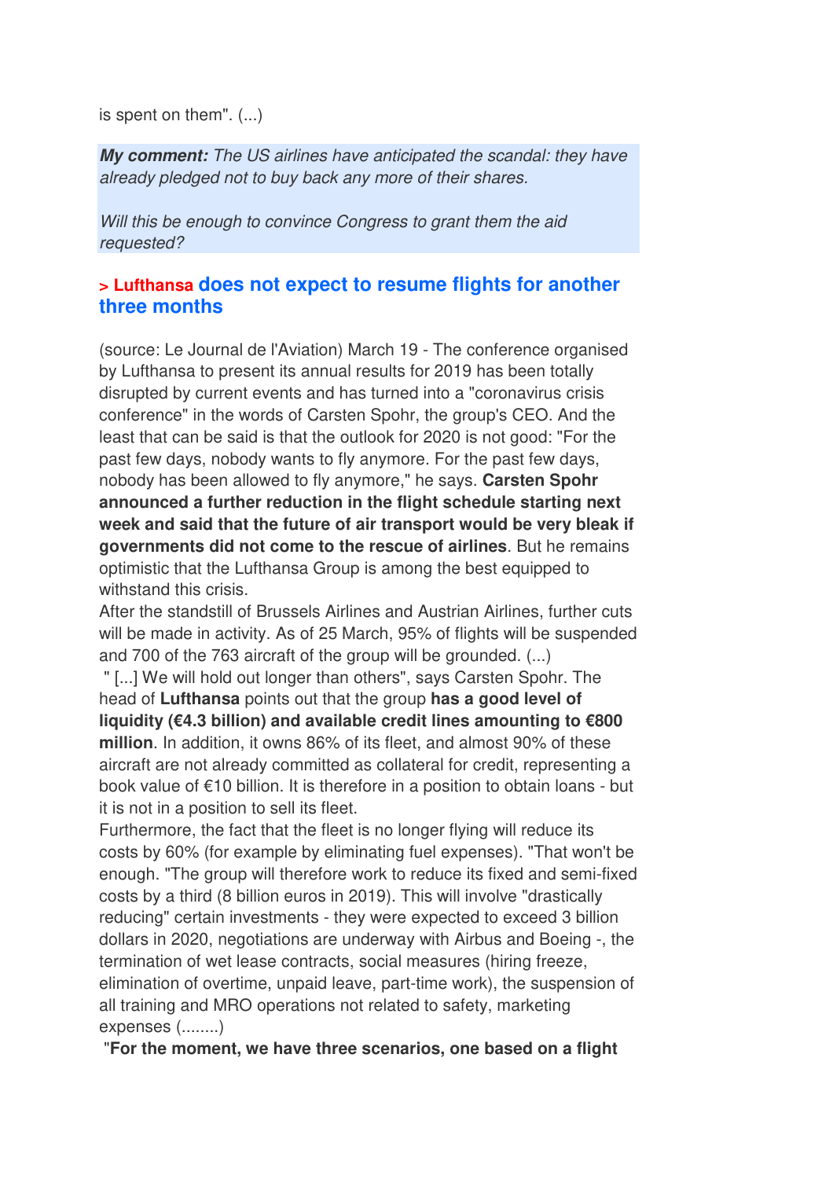is spent on them". (...)

***My comment:*** *The US airlines have anticipated the scandal: they have already pledged not to buy back any more of their shares.*

*Will this be enough to convince Congress to grant them the aid requested?*

### > Lufthansa does not expect to resume flights for another three months

(source: Le Journal de l'Aviation) March 19 - The conference organised by Lufthansa to present its annual results for 2019 has been totally disrupted by current events and has turned into a "coronavirus crisis conference" in the words of Carsten Spohr, the group's CEO. And the least that can be said is that the outlook for 2020 is not good: "For the past few days, nobody wants to fly anymore. For the past few days, nobody has been allowed to fly anymore," he says. **Carsten Spohr announced a further reduction in the flight schedule starting next week and said that the future of air transport would be very bleak if governments did not come to the rescue of airlines**. But he remains optimistic that the Lufthansa Group is among the best equipped to withstand this crisis.
After the standstill of Brussels Airlines and Austrian Airlines, further cuts will be made in activity. As of 25 March, 95% of flights will be suspended and 700 of the 763 aircraft of the group will be grounded. (...)
" [...] We will hold out longer than others", says Carsten Spohr. The head of **Lufthansa** points out that the group **has a good level of liquidity (€4.3 billion) and available credit lines amounting to €800 million**. In addition, it owns 86% of its fleet, and almost 90% of these aircraft are not already committed as collateral for credit, representing a book value of €10 billion. It is therefore in a position to obtain loans - but it is not in a position to sell its fleet.
Furthermore, the fact that the fleet is no longer flying will reduce its costs by 60% (for example by eliminating fuel expenses). "That won't be enough. "The group will therefore work to reduce its fixed and semi-fixed costs by a third (8 billion euros in 2019). This will involve "drastically reducing" certain investments - they were expected to exceed 3 billion dollars in 2020, negotiations are underway with Airbus and Boeing -, the termination of wet lease contracts, social measures (hiring freeze, elimination of overtime, unpaid leave, part-time work), the suspension of all training and MRO operations not related to safety, marketing expenses (........)
"**For the moment, we have three scenarios, one based on a flight**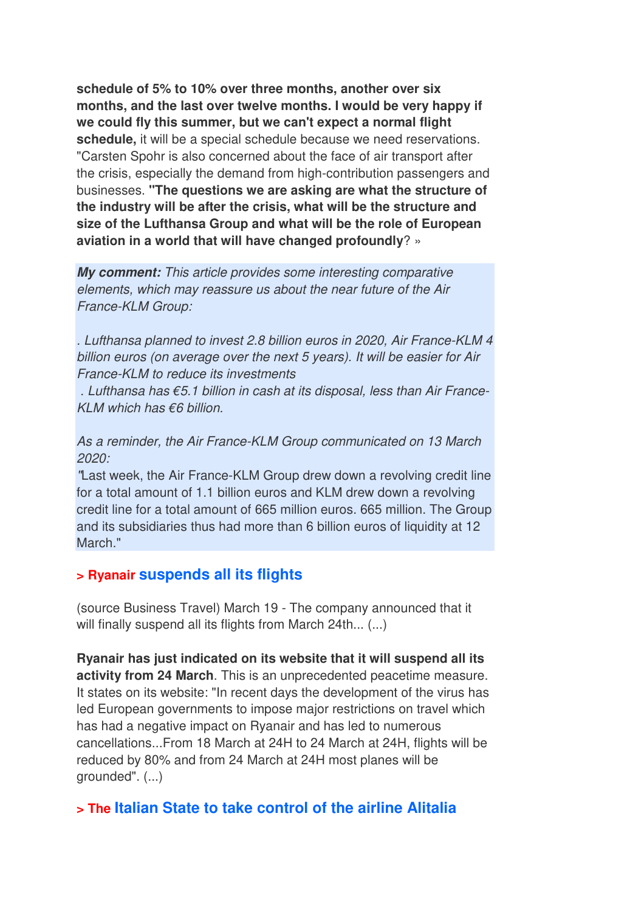**schedule of 5% to 10% over three months, another over six months, and the last over twelve months. I would be very happy if we could fly this summer, but we can't expect a normal flight schedule,** it will be a special schedule because we need reservations. "Carsten Spohr is also concerned about the face of air transport after the crisis, especially the demand from high-contribution passengers and businesses. **"The questions we are asking are what the structure of the industry will be after the crisis, what will be the structure and size of the Lufthansa Group and what will be the role of European aviation in a world that will have changed profoundly**? »

***My comment:*** *This article provides some interesting comparative elements, which may reassure us about the near future of the Air France-KLM Group:*

*. Lufthansa planned to invest 2.8 billion euros in 2020, Air France-KLM 4 billion euros (on average over the next 5 years). It will be easier for Air France-KLM to reduce its investments*
*. Lufthansa has €5.1 billion in cash at its disposal, less than Air France-KLM which has €6 billion.*

*As a reminder, the Air France-KLM Group communicated on 13 March 2020:*
*"*Last week, the Air France-KLM Group drew down a revolving credit line for a total amount of 1.1 billion euros and KLM drew down a revolving credit line for a total amount of 665 million euros. 665 million. The Group and its subsidiaries thus had more than 6 billion euros of liquidity at 12 March."

### > Ryanair suspends all its flights

(source Business Travel) March 19 - The company announced that it will finally suspend all its flights from March 24th... (...)

**Ryanair has just indicated on its website that it will suspend all its activity from 24 March**. This is an unprecedented peacetime measure. It states on its website: "In recent days the development of the virus has led European governments to impose major restrictions on travel which has had a negative impact on Ryanair and has led to numerous cancellations...From 18 March at 24H to 24 March at 24H, flights will be reduced by 80% and from 24 March at 24H most planes will be grounded". (...)

### > The Italian State to take control of the airline Alitalia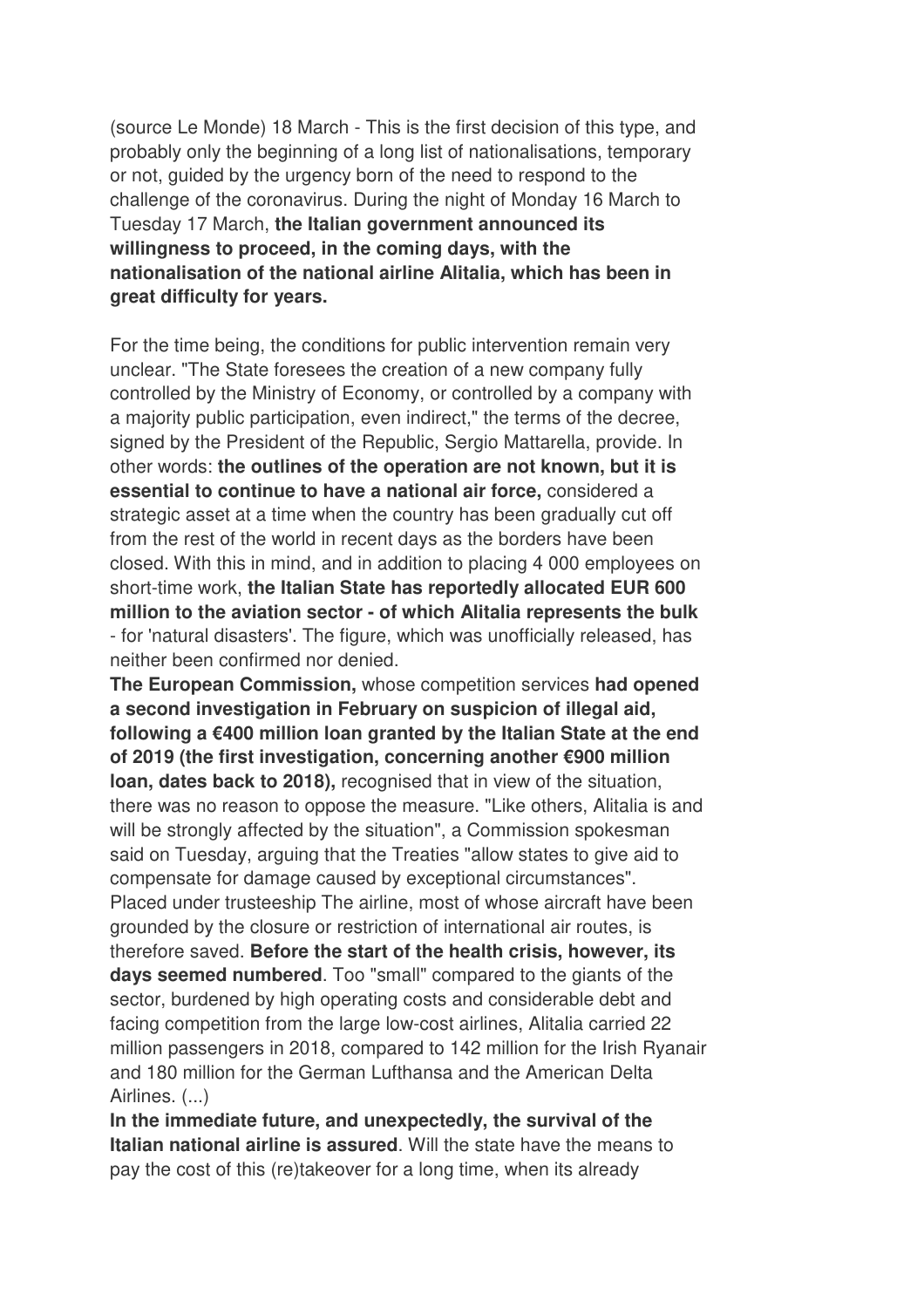(source Le Monde) 18 March - This is the first decision of this type, and probably only the beginning of a long list of nationalisations, temporary or not, guided by the urgency born of the need to respond to the challenge of the coronavirus. During the night of Monday 16 March to Tuesday 17 March, **the Italian government announced its willingness to proceed, in the coming days, with the nationalisation of the national airline Alitalia, which has been in great difficulty for years.**

For the time being, the conditions for public intervention remain very unclear. "The State foresees the creation of a new company fully controlled by the Ministry of Economy, or controlled by a company with a majority public participation, even indirect," the terms of the decree, signed by the President of the Republic, Sergio Mattarella, provide. In other words: **the outlines of the operation are not known, but it is essential to continue to have a national air force,** considered a strategic asset at a time when the country has been gradually cut off from the rest of the world in recent days as the borders have been closed. With this in mind, and in addition to placing 4 000 employees on short-time work, **the Italian State has reportedly allocated EUR 600 million to the aviation sector - of which Alitalia represents the bulk** - for 'natural disasters'. The figure, which was unofficially released, has neither been confirmed nor denied.

**The European Commission,** whose competition services **had opened a second investigation in February on suspicion of illegal aid, following a €400 million loan granted by the Italian State at the end of 2019 (the first investigation, concerning another €900 million loan, dates back to 2018),** recognised that in view of the situation, there was no reason to oppose the measure. "Like others, Alitalia is and will be strongly affected by the situation", a Commission spokesman said on Tuesday, arguing that the Treaties "allow states to give aid to compensate for damage caused by exceptional circumstances". Placed under trusteeship The airline, most of whose aircraft have been grounded by the closure or restriction of international air routes, is therefore saved. **Before the start of the health crisis, however, its days seemed numbered**. Too "small" compared to the giants of the sector, burdened by high operating costs and considerable debt and facing competition from the large low-cost airlines, Alitalia carried 22 million passengers in 2018, compared to 142 million for the Irish Ryanair and 180 million for the German Lufthansa and the American Delta Airlines. (...)

**In the immediate future, and unexpectedly, the survival of the Italian national airline is assured**. Will the state have the means to pay the cost of this (re)takeover for a long time, when its already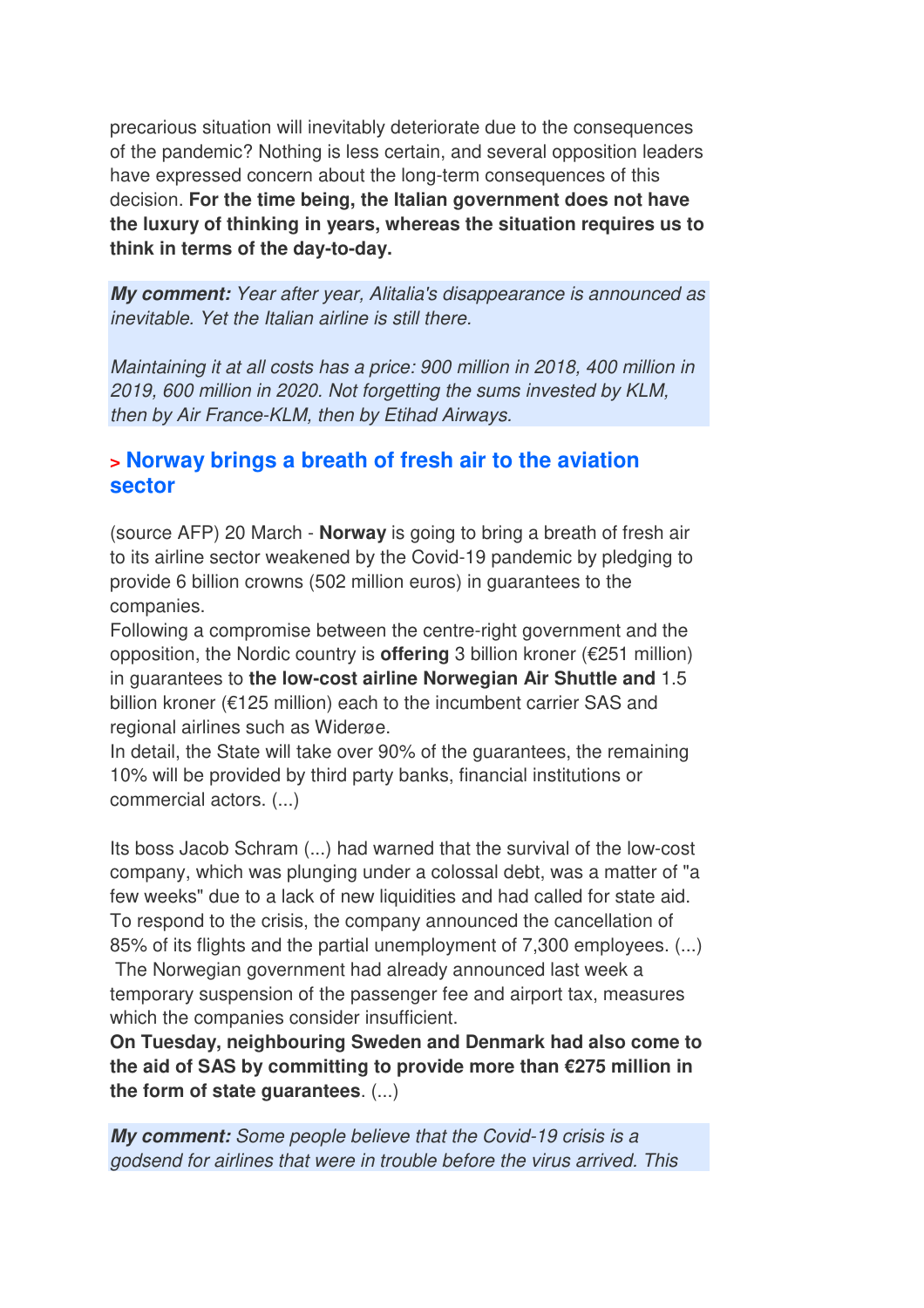precarious situation will inevitably deteriorate due to the consequences of the pandemic? Nothing is less certain, and several opposition leaders have expressed concern about the long-term consequences of this decision. **For the time being, the Italian government does not have the luxury of thinking in years, whereas the situation requires us to think in terms of the day-to-day.**

***My comment:*** *Year after year, Alitalia's disappearance is announced as inevitable. Yet the Italian airline is still there.*

*Maintaining it at all costs has a price: 900 million in 2018, 400 million in 2019, 600 million in 2020. Not forgetting the sums invested by KLM, then by Air France-KLM, then by Etihad Airways.*

## > Norway brings a breath of fresh air to the aviation sector

(source AFP) 20 March - **Norway** is going to bring a breath of fresh air to its airline sector weakened by the Covid-19 pandemic by pledging to provide 6 billion crowns (502 million euros) in guarantees to the companies.
Following a compromise between the centre-right government and the opposition, the Nordic country is **offering** 3 billion kroner (€251 million) in guarantees to **the low-cost airline Norwegian Air Shuttle and** 1.5 billion kroner (€125 million) each to the incumbent carrier SAS and regional airlines such as Widerøe.
In detail, the State will take over 90% of the guarantees, the remaining 10% will be provided by third party banks, financial institutions or commercial actors. (...)

Its boss Jacob Schram (...) had warned that the survival of the low-cost company, which was plunging under a colossal debt, was a matter of "a few weeks" due to a lack of new liquidities and had called for state aid. To respond to the crisis, the company announced the cancellation of 85% of its flights and the partial unemployment of 7,300 employees. (...)
The Norwegian government had already announced last week a temporary suspension of the passenger fee and airport tax, measures which the companies consider insufficient.
**On Tuesday, neighbouring Sweden and Denmark had also come to the aid of SAS by committing to provide more than €275 million in the form of state guarantees**. (...)

***My comment:*** *Some people believe that the Covid-19 crisis is a godsend for airlines that were in trouble before the virus arrived. This*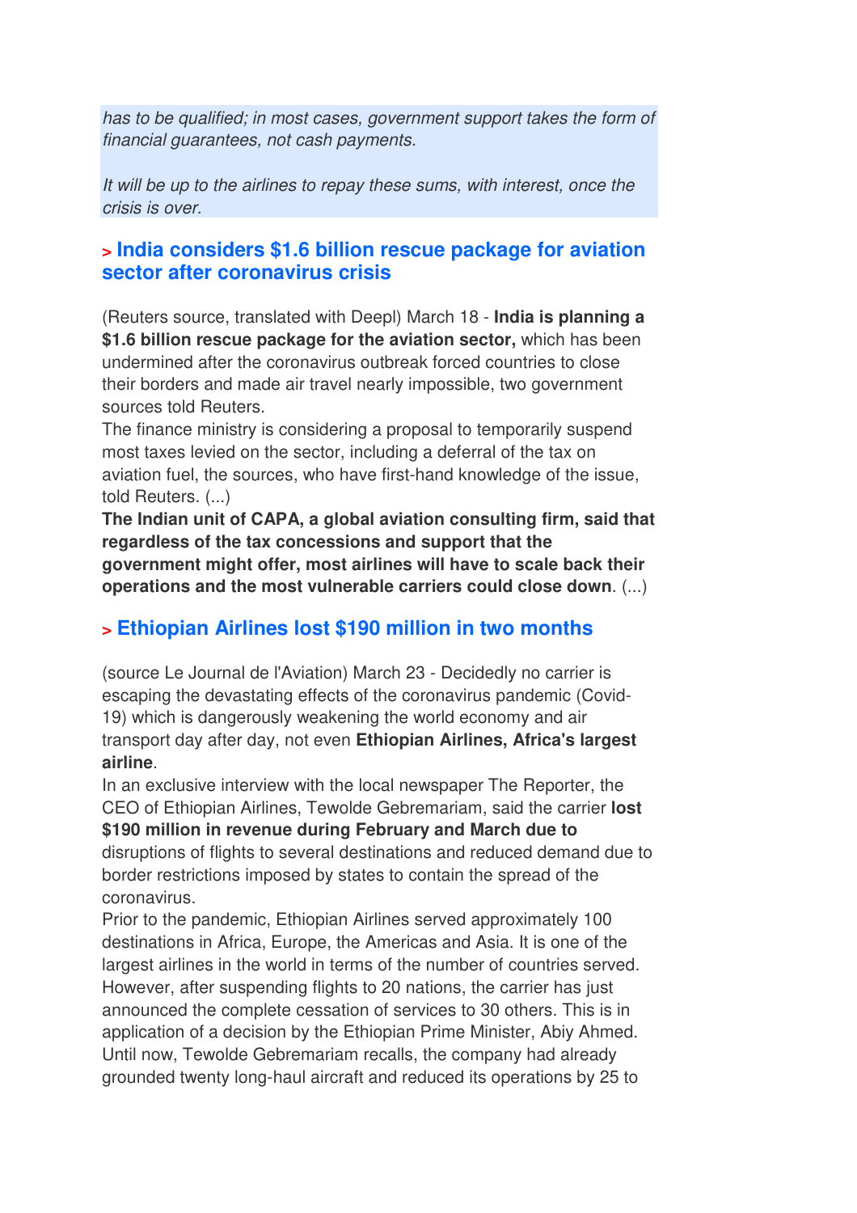*has to be qualified; in most cases, government support takes the form of financial guarantees, not cash payments.*

*It will be up to the airlines to repay these sums, with interest, once the crisis is over.*

## > India considers $1.6 billion rescue package for aviation sector after coronavirus crisis

(Reuters source, translated with Deepl) March 18 - **India is planning a $1.6 billion rescue package for the aviation sector,** which has been undermined after the coronavirus outbreak forced countries to close their borders and made air travel nearly impossible, two government sources told Reuters.
The finance ministry is considering a proposal to temporarily suspend most taxes levied on the sector, including a deferral of the tax on aviation fuel, the sources, who have first-hand knowledge of the issue, told Reuters. (...)
**The Indian unit of CAPA, a global aviation consulting firm, said that regardless of the tax concessions and support that the government might offer, most airlines will have to scale back their operations and the most vulnerable carriers could close down**. (...)

## > Ethiopian Airlines lost $190 million in two months

(source Le Journal de l'Aviation) March 23 - Decidedly no carrier is escaping the devastating effects of the coronavirus pandemic (Covid-19) which is dangerously weakening the world economy and air transport day after day, not even **Ethiopian Airlines, Africa's largest airline**.
In an exclusive interview with the local newspaper The Reporter, the CEO of Ethiopian Airlines, Tewolde Gebremariam, said the carrier **lost $190 million in revenue during February and March due to** disruptions of flights to several destinations and reduced demand due to border restrictions imposed by states to contain the spread of the coronavirus.
Prior to the pandemic, Ethiopian Airlines served approximately 100 destinations in Africa, Europe, the Americas and Asia. It is one of the largest airlines in the world in terms of the number of countries served. However, after suspending flights to 20 nations, the carrier has just announced the complete cessation of services to 30 others. This is in application of a decision by the Ethiopian Prime Minister, Abiy Ahmed. Until now, Tewolde Gebremariam recalls, the company had already grounded twenty long-haul aircraft and reduced its operations by 25 to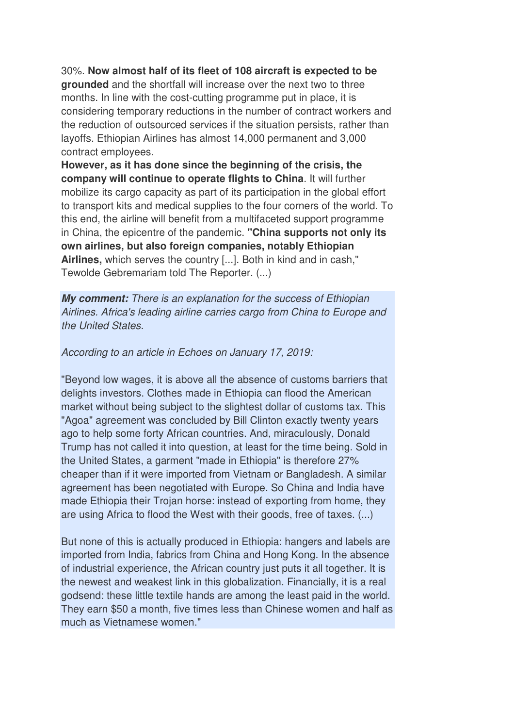30%. **Now almost half of its fleet of 108 aircraft is expected to be grounded** and the shortfall will increase over the next two to three months. In line with the cost-cutting programme put in place, it is considering temporary reductions in the number of contract workers and the reduction of outsourced services if the situation persists, rather than layoffs. Ethiopian Airlines has almost 14,000 permanent and 3,000 contract employees.

**However, as it has done since the beginning of the crisis, the company will continue to operate flights to China**. It will further mobilize its cargo capacity as part of its participation in the global effort to transport kits and medical supplies to the four corners of the world. To this end, the airline will benefit from a multifaceted support programme in China, the epicentre of the pandemic. **"China supports not only its own airlines, but also foreign companies, notably Ethiopian Airlines,** which serves the country [...]. Both in kind and in cash," Tewolde Gebremariam told The Reporter. (...)

***My comment:*** *There is an explanation for the success of Ethiopian Airlines. Africa's leading airline carries cargo from China to Europe and the United States.*

*According to an article in Echoes on January 17, 2019:*

"Beyond low wages, it is above all the absence of customs barriers that delights investors. Clothes made in Ethiopia can flood the American market without being subject to the slightest dollar of customs tax. This "Agoa" agreement was concluded by Bill Clinton exactly twenty years ago to help some forty African countries. And, miraculously, Donald Trump has not called it into question, at least for the time being. Sold in the United States, a garment "made in Ethiopia" is therefore 27% cheaper than if it were imported from Vietnam or Bangladesh. A similar agreement has been negotiated with Europe. So China and India have made Ethiopia their Trojan horse: instead of exporting from home, they are using Africa to flood the West with their goods, free of taxes. (...)

But none of this is actually produced in Ethiopia: hangers and labels are imported from India, fabrics from China and Hong Kong. In the absence of industrial experience, the African country just puts it all together. It is the newest and weakest link in this globalization. Financially, it is a real godsend: these little textile hands are among the least paid in the world. They earn $50 a month, five times less than Chinese women and half as much as Vietnamese women."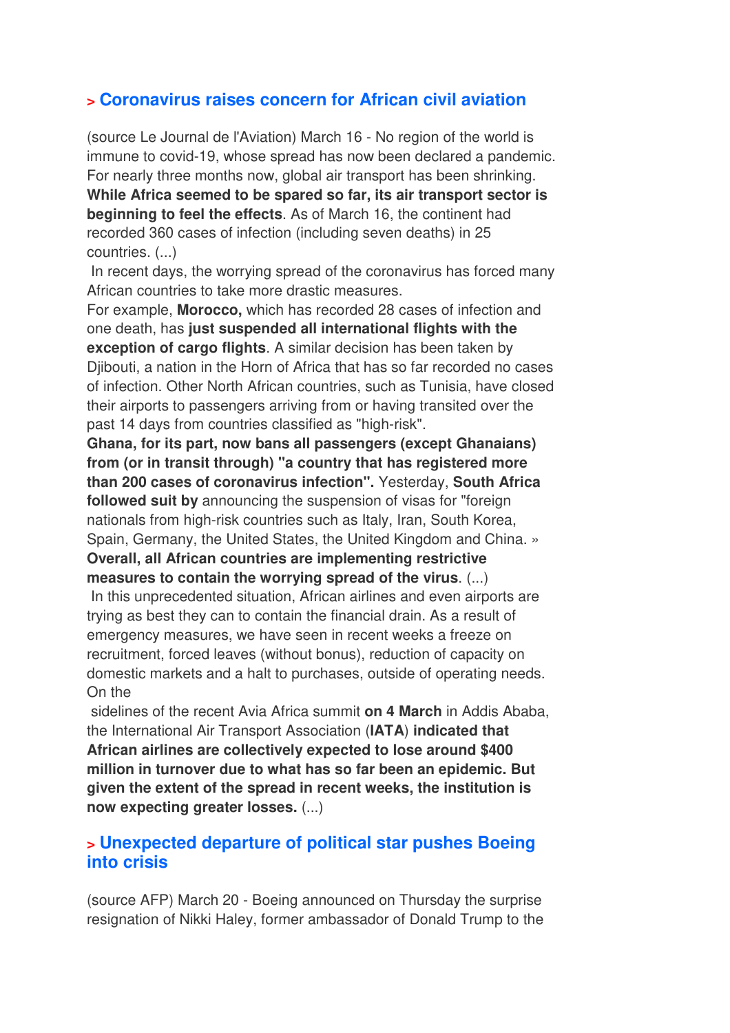## > Coronavirus raises concern for African civil aviation

(source Le Journal de l'Aviation) March 16 - No region of the world is immune to covid-19, whose spread has now been declared a pandemic. For nearly three months now, global air transport has been shrinking. **While Africa seemed to be spared so far, its air transport sector is beginning to feel the effects**. As of March 16, the continent had recorded 360 cases of infection (including seven deaths) in 25 countries. (...)

In recent days, the worrying spread of the coronavirus has forced many African countries to take more drastic measures.

For example, **Morocco,** which has recorded 28 cases of infection and one death, has **just suspended all international flights with the exception of cargo flights**. A similar decision has been taken by Djibouti, a nation in the Horn of Africa that has so far recorded no cases of infection. Other North African countries, such as Tunisia, have closed their airports to passengers arriving from or having transited over the past 14 days from countries classified as "high-risk".

**Ghana, for its part, now bans all passengers (except Ghanaians) from (or in transit through) "a country that has registered more than 200 cases of coronavirus infection".** Yesterday, **South Africa followed suit by** announcing the suspension of visas for "foreign nationals from high-risk countries such as Italy, Iran, South Korea, Spain, Germany, the United States, the United Kingdom and China. » **Overall, all African countries are implementing restrictive measures to contain the worrying spread of the virus**. (...)

In this unprecedented situation, African airlines and even airports are trying as best they can to contain the financial drain. As a result of emergency measures, we have seen in recent weeks a freeze on recruitment, forced leaves (without bonus), reduction of capacity on domestic markets and a halt to purchases, outside of operating needs. On the sidelines of the recent Avia Africa summit **on 4 March** in Addis Ababa, the International Air Transport Association (**IATA**) **indicated that African airlines are collectively expected to lose around $400 million in turnover due to what has so far been an epidemic. But given the extent of the spread in recent weeks, the institution is now expecting greater losses.** (...)

## > Unexpected departure of political star pushes Boeing into crisis

(source AFP) March 20 - Boeing announced on Thursday the surprise resignation of Nikki Haley, former ambassador of Donald Trump to the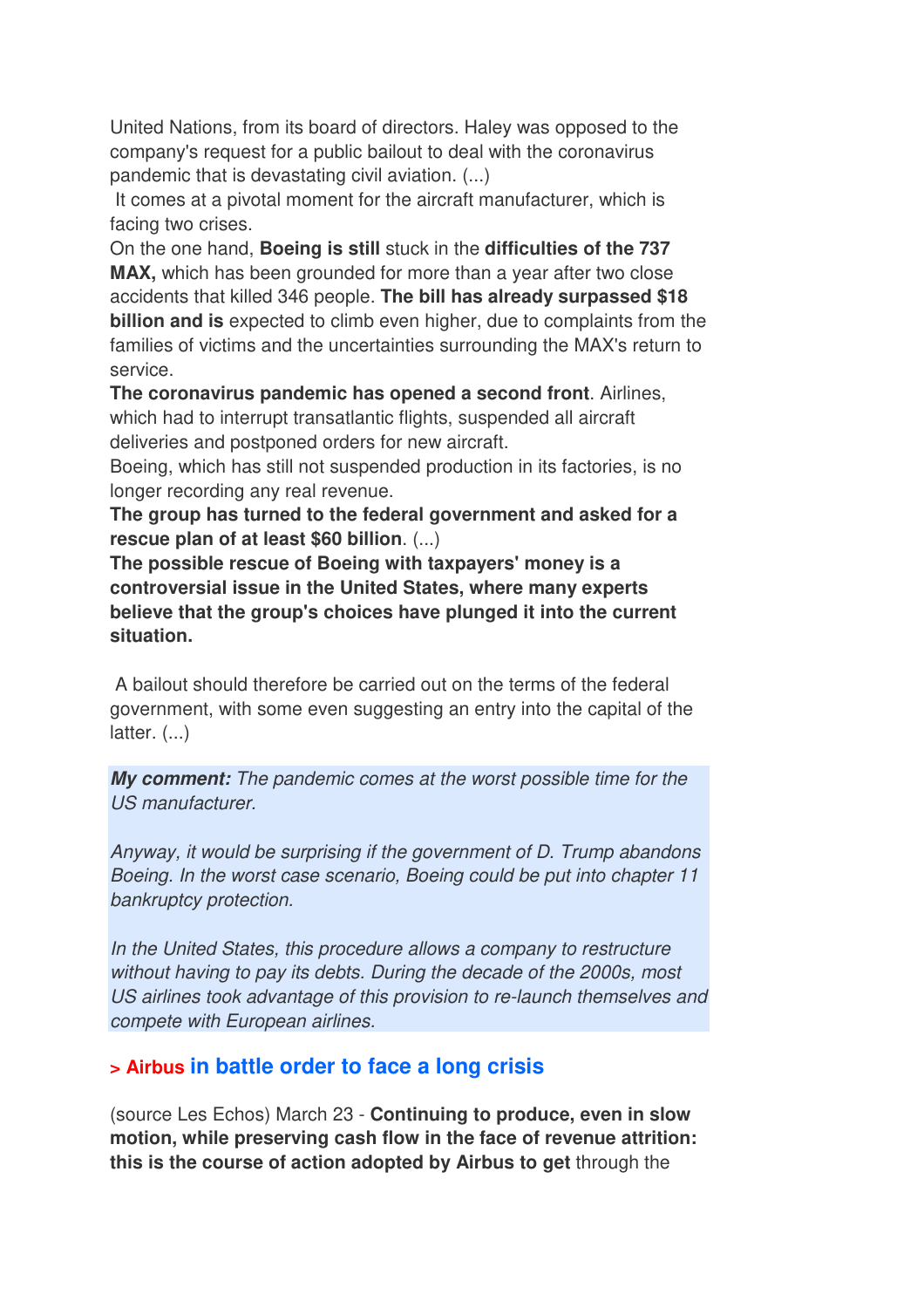United Nations, from its board of directors. Haley was opposed to the company's request for a public bailout to deal with the coronavirus pandemic that is devastating civil aviation. (...)

It comes at a pivotal moment for the aircraft manufacturer, which is facing two crises.

On the one hand, **Boeing is still** stuck in the **difficulties of the 737 MAX,** which has been grounded for more than a year after two close accidents that killed 346 people. **The bill has already surpassed $18 billion and is** expected to climb even higher, due to complaints from the families of victims and the uncertainties surrounding the MAX's return to service.

**The coronavirus pandemic has opened a second front**. Airlines, which had to interrupt transatlantic flights, suspended all aircraft deliveries and postponed orders for new aircraft.

Boeing, which has still not suspended production in its factories, is no longer recording any real revenue.

**The group has turned to the federal government and asked for a rescue plan of at least $60 billion**. (...)

**The possible rescue of Boeing with taxpayers' money is a controversial issue in the United States, where many experts believe that the group's choices have plunged it into the current situation.**

A bailout should therefore be carried out on the terms of the federal government, with some even suggesting an entry into the capital of the latter. (...)

***My comment:*** *The pandemic comes at the worst possible time for the US manufacturer.*

*Anyway, it would be surprising if the government of D. Trump abandons Boeing. In the worst case scenario, Boeing could be put into chapter 11 bankruptcy protection.*

*In the United States, this procedure allows a company to restructure without having to pay its debts. During the decade of the 2000s, most US airlines took advantage of this provision to re-launch themselves and compete with European airlines.*

## > Airbus in battle order to face a long crisis

(source Les Echos) March 23 - **Continuing to produce, even in slow motion, while preserving cash flow in the face of revenue attrition: this is the course of action adopted by Airbus to get** through the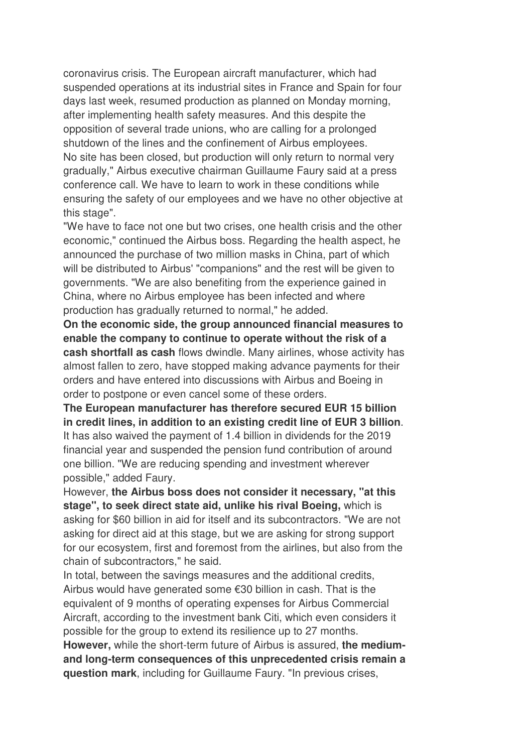coronavirus crisis. The European aircraft manufacturer, which had suspended operations at its industrial sites in France and Spain for four days last week, resumed production as planned on Monday morning, after implementing health safety measures. And this despite the opposition of several trade unions, who are calling for a prolonged shutdown of the lines and the confinement of Airbus employees.
No site has been closed, but production will only return to normal very gradually," Airbus executive chairman Guillaume Faury said at a press conference call. We have to learn to work in these conditions while ensuring the safety of our employees and we have no other objective at this stage".

"We have to face not one but two crises, one health crisis and the other economic," continued the Airbus boss. Regarding the health aspect, he announced the purchase of two million masks in China, part of which will be distributed to Airbus' "companions" and the rest will be given to governments. "We are also benefiting from the experience gained in China, where no Airbus employee has been infected and where production has gradually returned to normal," he added.

**On the economic side, the group announced financial measures to enable the company to continue to operate without the risk of a cash shortfall as cash** flows dwindle. Many airlines, whose activity has almost fallen to zero, have stopped making advance payments for their orders and have entered into discussions with Airbus and Boeing in order to postpone or even cancel some of these orders.

**The European manufacturer has therefore secured EUR 15 billion in credit lines, in addition to an existing credit line of EUR 3 billion**. It has also waived the payment of 1.4 billion in dividends for the 2019 financial year and suspended the pension fund contribution of around one billion. "We are reducing spending and investment wherever possible," added Faury.

However, **the Airbus boss does not consider it necessary, "at this stage", to seek direct state aid, unlike his rival Boeing,** which is asking for $60 billion in aid for itself and its subcontractors. "We are not asking for direct aid at this stage, but we are asking for strong support for our ecosystem, first and foremost from the airlines, but also from the chain of subcontractors," he said.

In total, between the savings measures and the additional credits, Airbus would have generated some €30 billion in cash. That is the equivalent of 9 months of operating expenses for Airbus Commercial Aircraft, according to the investment bank Citi, which even considers it possible for the group to extend its resilience up to 27 months.

**However,** while the short-term future of Airbus is assured, **the medium- and long-term consequences of this unprecedented crisis remain a question mark**, including for Guillaume Faury. "In previous crises,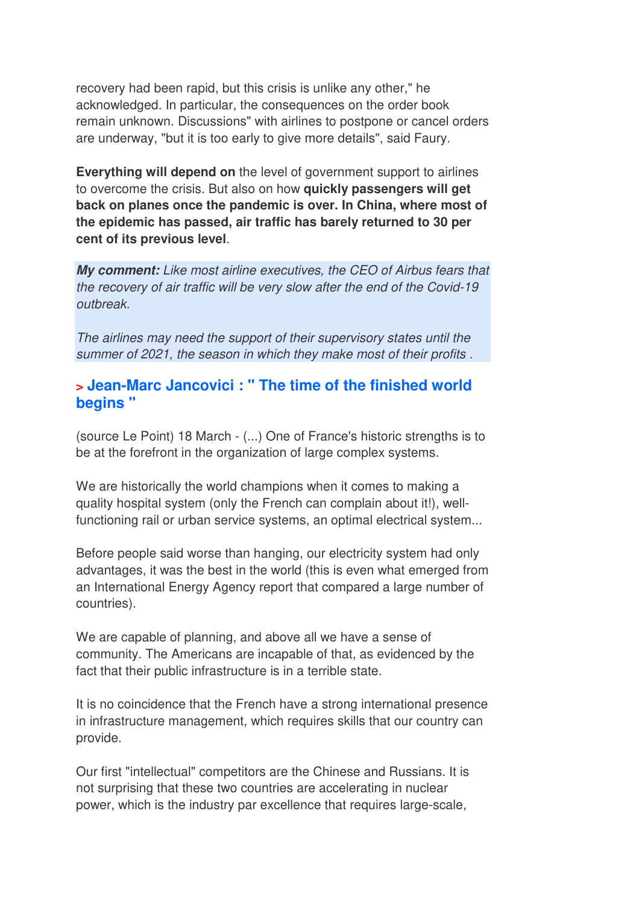recovery had been rapid, but this crisis is unlike any other," he acknowledged. In particular, the consequences on the order book remain unknown. Discussions" with airlines to postpone or cancel orders are underway, "but it is too early to give more details", said Faury.

**Everything will depend on** the level of government support to airlines to overcome the crisis. But also on how **quickly passengers will get back on planes once the pandemic is over. In China, where most of the epidemic has passed, air traffic has barely returned to 30 per cent of its previous level**.

***My comment:*** *Like most airline executives, the CEO of Airbus fears that the recovery of air traffic will be very slow after the end of the Covid-19 outbreak.*

*The airlines may need the support of their supervisory states until the summer of 2021, the season in which they make most of their profits .*

## > Jean-Marc Jancovici : " The time of the finished world begins "

(source Le Point) 18 March - (...) One of France's historic strengths is to be at the forefront in the organization of large complex systems.

We are historically the world champions when it comes to making a quality hospital system (only the French can complain about it!), well-functioning rail or urban service systems, an optimal electrical system...

Before people said worse than hanging, our electricity system had only advantages, it was the best in the world (this is even what emerged from an International Energy Agency report that compared a large number of countries).

We are capable of planning, and above all we have a sense of community. The Americans are incapable of that, as evidenced by the fact that their public infrastructure is in a terrible state.

It is no coincidence that the French have a strong international presence in infrastructure management, which requires skills that our country can provide.

Our first "intellectual" competitors are the Chinese and Russians. It is not surprising that these two countries are accelerating in nuclear power, which is the industry par excellence that requires large-scale,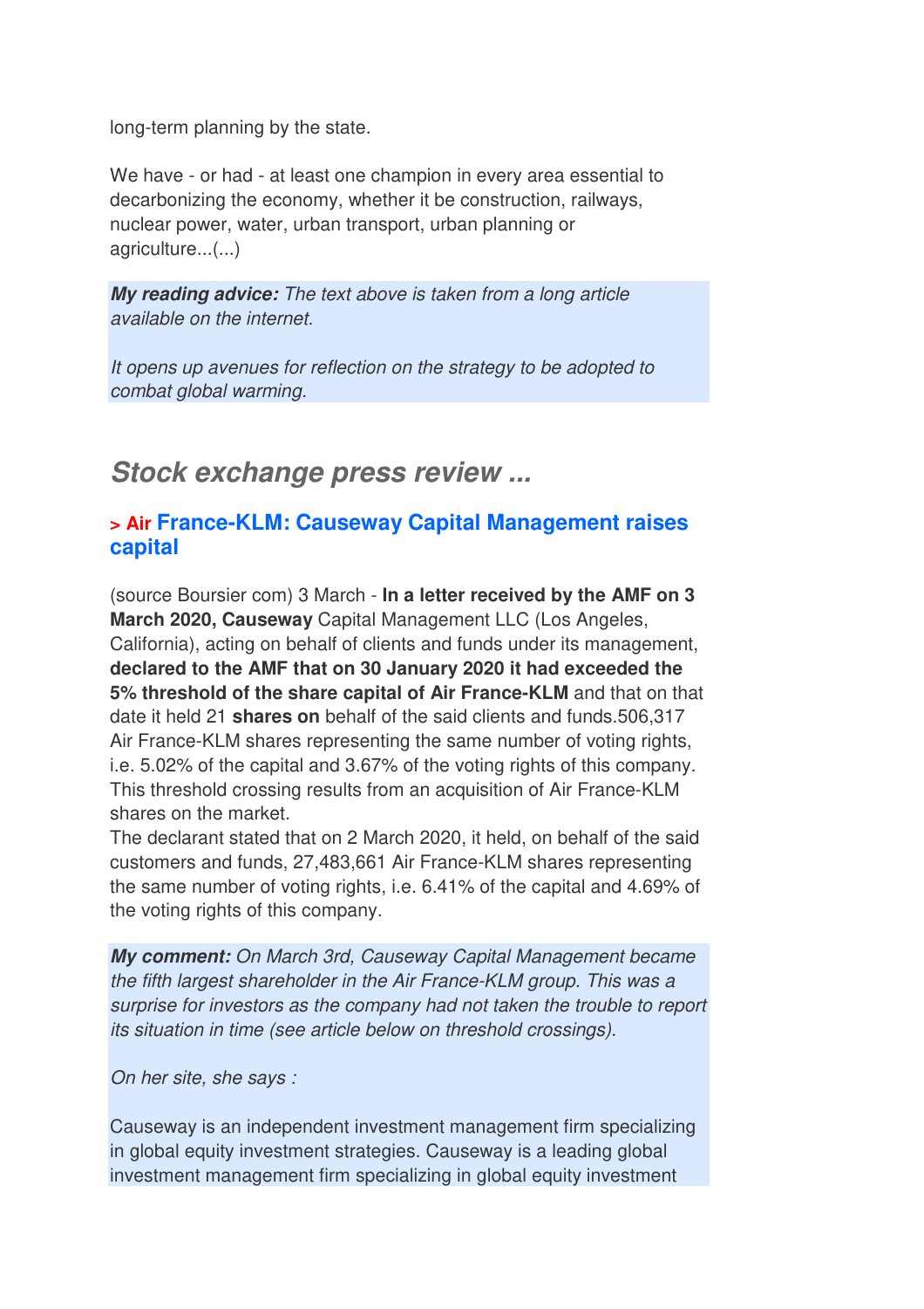long-term planning by the state.

We have - or had - at least one champion in every area essential to decarbonizing the economy, whether it be construction, railways, nuclear power, water, urban transport, urban planning or agriculture...(...)

***My reading advice:*** *The text above is taken from a long article available on the internet.*

*It opens up avenues for reflection on the strategy to be adopted to combat global warming.*

## *Stock exchange press review ...*

### > Air France-KLM: Causeway Capital Management raises capital

(source Boursier com) 3 March - **In a letter received by the AMF on 3 March 2020, Causeway** Capital Management LLC (Los Angeles, California), acting on behalf of clients and funds under its management, **declared to the AMF that on 30 January 2020 it had exceeded the 5% threshold of the share capital of Air France-KLM** and that on that date it held 21 **shares on** behalf of the said clients and funds.506,317 Air France-KLM shares representing the same number of voting rights, i.e. 5.02% of the capital and 3.67% of the voting rights of this company. This threshold crossing results from an acquisition of Air France-KLM shares on the market.
The declarant stated that on 2 March 2020, it held, on behalf of the said customers and funds, 27,483,661 Air France-KLM shares representing the same number of voting rights, i.e. 6.41% of the capital and 4.69% of the voting rights of this company.

***My comment:*** *On March 3rd, Causeway Capital Management became the fifth largest shareholder in the Air France-KLM group. This was a surprise for investors as the company had not taken the trouble to report its situation in time (see article below on threshold crossings).*

*On her site, she says :*

Causeway is an independent investment management firm specializing in global equity investment strategies. Causeway is a leading global investment management firm specializing in global equity investment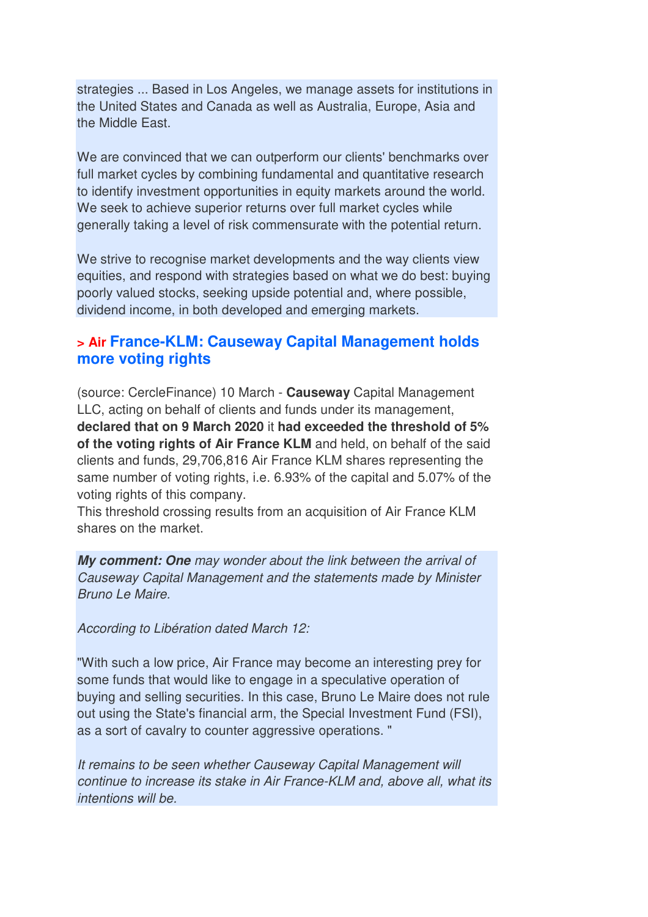strategies ... Based in Los Angeles, we manage assets for institutions in the United States and Canada as well as Australia, Europe, Asia and the Middle East.

We are convinced that we can outperform our clients' benchmarks over full market cycles by combining fundamental and quantitative research to identify investment opportunities in equity markets around the world. We seek to achieve superior returns over full market cycles while generally taking a level of risk commensurate with the potential return.

We strive to recognise market developments and the way clients view equities, and respond with strategies based on what we do best: buying poorly valued stocks, seeking upside potential and, where possible, dividend income, in both developed and emerging markets.

## > Air France-KLM: Causeway Capital Management holds more voting rights

(source: CercleFinance) 10 March - **Causeway** Capital Management LLC, acting on behalf of clients and funds under its management, **declared that on 9 March 2020** it **had exceeded the threshold of 5% of the voting rights of Air France KLM** and held, on behalf of the said clients and funds, 29,706,816 Air France KLM shares representing the same number of voting rights, i.e. 6.93% of the capital and 5.07% of the voting rights of this company.
This threshold crossing results from an acquisition of Air France KLM shares on the market.

***My comment: One*** *may wonder about the link between the arrival of Causeway Capital Management and the statements made by Minister Bruno Le Maire.*

*According to Libération dated March 12:*

"With such a low price, Air France may become an interesting prey for some funds that would like to engage in a speculative operation of buying and selling securities. In this case, Bruno Le Maire does not rule out using the State's financial arm, the Special Investment Fund (FSI), as a sort of cavalry to counter aggressive operations. "

*It remains to be seen whether Causeway Capital Management will continue to increase its stake in Air France-KLM and, above all, what its intentions will be.*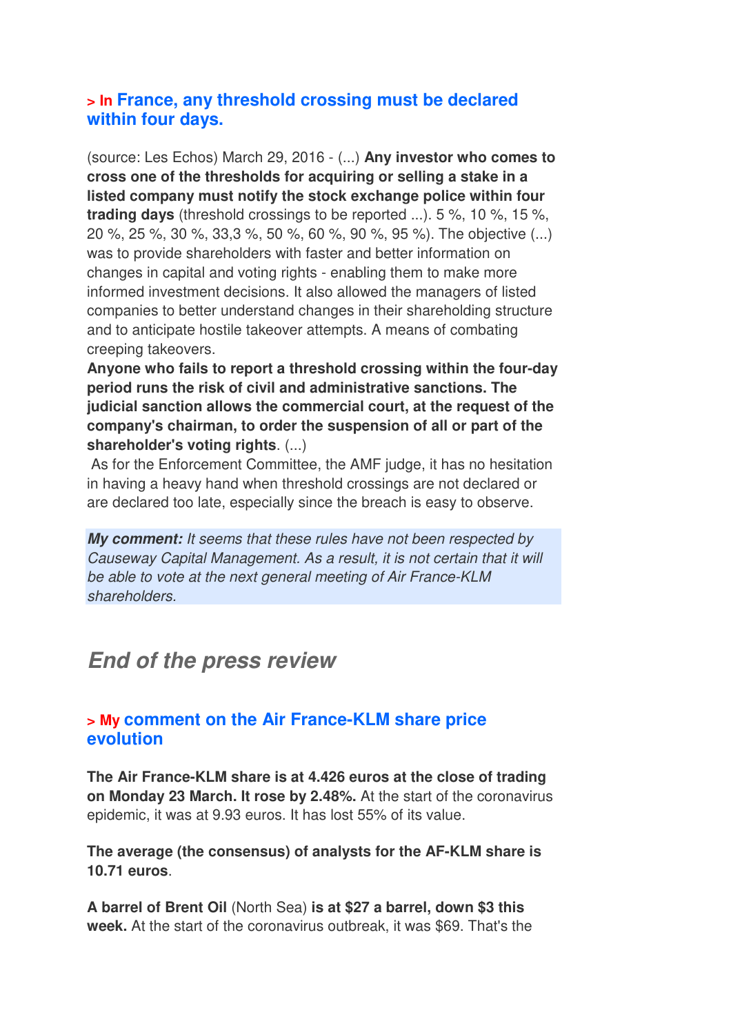## > In France, any threshold crossing must be declared within four days.

(source: Les Echos) March 29, 2016 - (...) **Any investor who comes to cross one of the thresholds for acquiring or selling a stake in a listed company must notify the stock exchange police within four trading days** (threshold crossings to be reported ...). 5 %, 10 %, 15 %, 20 %, 25 %, 30 %, 33,3 %, 50 %, 60 %, 90 %, 95 %). The objective (...) was to provide shareholders with faster and better information on changes in capital and voting rights - enabling them to make more informed investment decisions. It also allowed the managers of listed companies to better understand changes in their shareholding structure and to anticipate hostile takeover attempts. A means of combating creeping takeovers.
**Anyone who fails to report a threshold crossing within the four-day period runs the risk of civil and administrative sanctions. The judicial sanction allows the commercial court, at the request of the company's chairman, to order the suspension of all or part of the shareholder's voting rights**. (...)
As for the Enforcement Committee, the AMF judge, it has no hesitation in having a heavy hand when threshold crossings are not declared or are declared too late, especially since the breach is easy to observe.

***My comment:*** *It seems that these rules have not been respected by Causeway Capital Management. As a result, it is not certain that it will be able to vote at the next general meeting of Air France-KLM shareholders.*

# *End of the press review*

## > My comment on the Air France-KLM share price evolution

**The Air France-KLM share is at 4.426 euros at the close of trading on Monday 23 March. It rose by 2.48%.** At the start of the coronavirus epidemic, it was at 9.93 euros. It has lost 55% of its value.

**The average (the consensus) of analysts for the AF-KLM share is 10.71 euros**.

**A barrel of Brent Oil** (North Sea) **is at $27 a barrel, down $3 this week.** At the start of the coronavirus outbreak, it was $69. That's the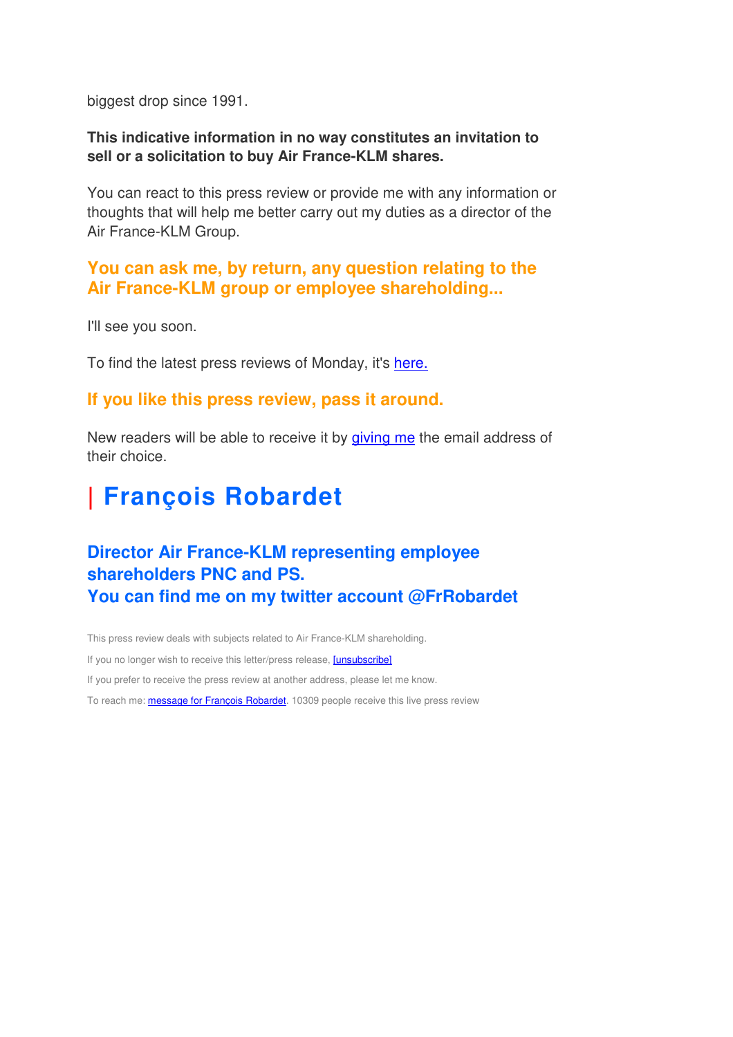biggest drop since 1991.

**This indicative information in no way constitutes an invitation to sell or a solicitation to buy Air France-KLM shares.**

You can react to this press review or provide me with any information or thoughts that will help me better carry out my duties as a director of the Air France-KLM Group.

### You can ask me, by return, any question relating to the Air France-KLM group or employee shareholding...

I'll see you soon.

To find the latest press reviews of Monday, it's [here.]

### If you like this press review, pass it around.

New readers will be able to receive it by [giving me] the email address of their choice.

# | François Robardet

### Director Air France-KLM representing employee shareholders PNC and PS.
### You can find me on my twitter account @FrRobardet

This press review deals with subjects related to Air France-KLM shareholding.

If you no longer wish to receive this letter/press release, [unsubscribe]

If you prefer to receive the press review at another address, please let me know.

To reach me: message for François Robardet. 10309 people receive this live press review